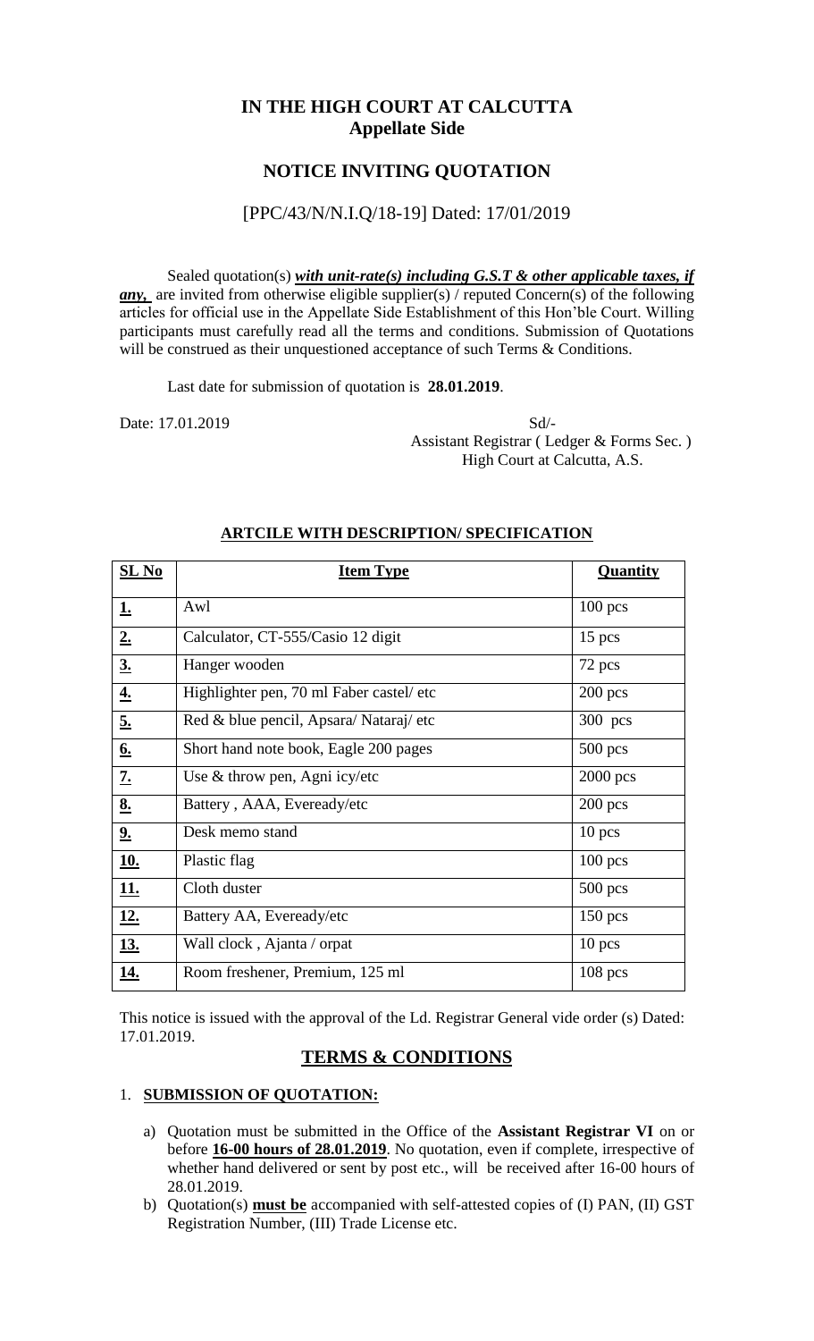# IN THE HIGH COURT AT CALCUTTA
## Appellate Side

## NOTICE INVITING QUOTATION

[PPC/43/N/N.I.Q/18-19] Dated: 17/01/2019

Sealed quotation(s) ***with unit-rate(s) including G.S.T & other applicable taxes, if any,*** are invited from otherwise eligible supplier(s) / reputed Concern(s) of the following articles for official use in the Appellate Side Establishment of this Hon'ble Court. Willing participants must carefully read all the terms and conditions. Submission of Quotations will be construed as their unquestioned acceptance of such Terms & Conditions.

Last date for submission of quotation is **28.01.2019**.

Date: 17.01.2019

Sd/-
Assistant Registrar ( Ledger & Forms Sec. )
High Court at Calcutta, A.S.

**ARTCILE WITH DESCRIPTION/ SPECIFICATION**

| SL No | Item Type | Quantity |
|---|---|---|
| 1. | Awl | 100 pcs |
| 2. | Calculator, CT-555/Casio 12 digit | 15 pcs |
| 3. | Hanger wooden | 72 pcs |
| 4. | Highlighter pen, 70 ml Faber castel/ etc | 200 pcs |
| 5. | Red & blue pencil, Apsara/ Nataraj/ etc | 300 pcs |
| 6. | Short hand note book, Eagle 200 pages | 500 pcs |
| 7. | Use & throw pen, Agni icy/etc | 2000 pcs |
| 8. | Battery , AAA, Eveready/etc | 200 pcs |
| 9. | Desk memo stand | 10 pcs |
| 10. | Plastic flag | 100 pcs |
| 11. | Cloth duster | 500 pcs |
| 12. | Battery AA, Eveready/etc | 150 pcs |
| 13. | Wall clock , Ajanta / orpat | 10 pcs |
| 14. | Room freshener, Premium, 125 ml | 108 pcs |

This notice is issued with the approval of the Ld. Registrar General vide order (s) Dated: 17.01.2019.

## TERMS & CONDITIONS

1. **SUBMISSION OF QUOTATION:**
   a) Quotation must be submitted in the Office of the **Assistant Registrar VI** on or before **16-00 hours of 28.01.2019**. No quotation, even if complete, irrespective of whether hand delivered or sent by post etc., will be received after 16-00 hours of 28.01.2019.
   b) Quotation(s) **must be** accompanied with self-attested copies of (I) PAN, (II) GST Registration Number, (III) Trade License etc.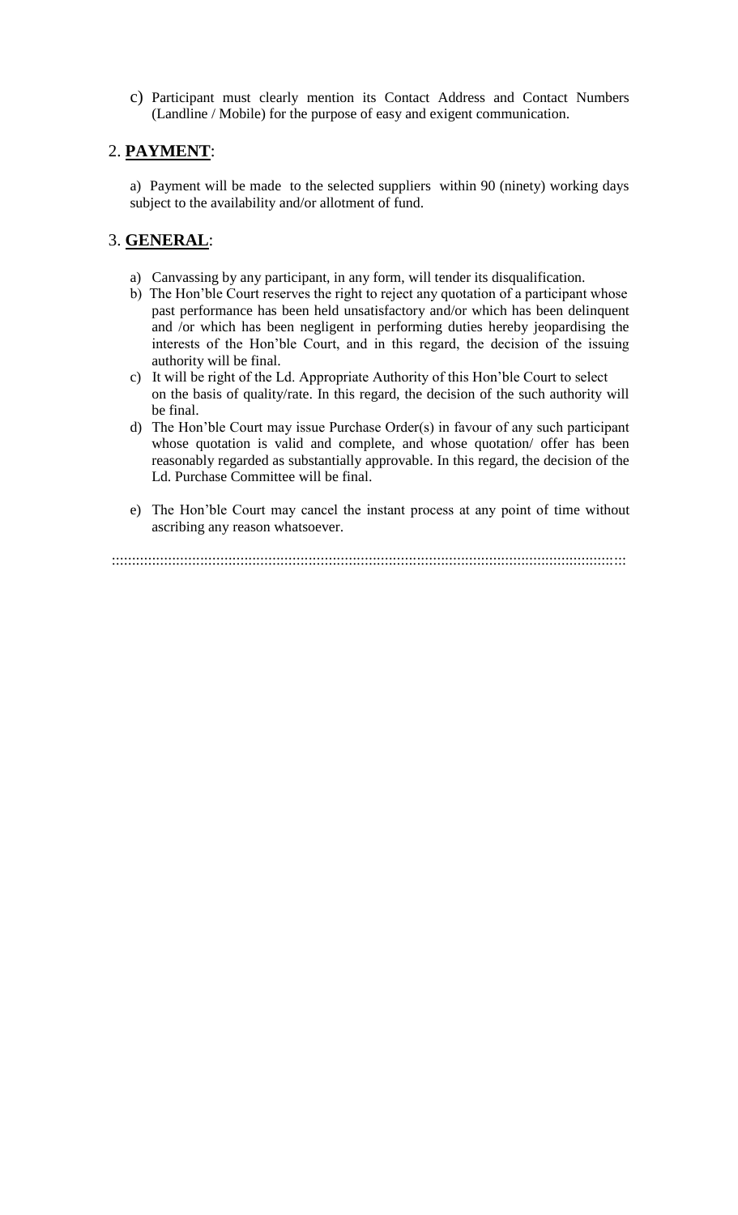c) Participant must clearly mention its Contact Address and Contact Numbers (Landline / Mobile) for the purpose of easy and exigent communication.

## 2. **PAYMENT**:

a) Payment will be made to the selected suppliers within 90 (ninety) working days subject to the availability and/or allotment of fund.

## 3. **GENERAL**:

a) Canvassing by any participant, in any form, will tender its disqualification.

b) The Hon'ble Court reserves the right to reject any quotation of a participant whose past performance has been held unsatisfactory and/or which has been delinquent and /or which has been negligent in performing duties hereby jeopardising the interests of the Hon'ble Court, and in this regard, the decision of the issuing authority will be final.

c) It will be right of the Ld. Appropriate Authority of this Hon'ble Court to select on the basis of quality/rate. In this regard, the decision of the such authority will be final.

d) The Hon'ble Court may issue Purchase Order(s) in favour of any such participant whose quotation is valid and complete, and whose quotation/ offer has been reasonably regarded as substantially approvable. In this regard, the decision of the Ld. Purchase Committee will be final.

e) The Hon'ble Court may cancel the instant process at any point of time without ascribing any reason whatsoever.

::::::::::::::::::::::::::::::::::::::::::::::::::::::::::::::::::::::::::::::::::::::::::::::::::::::::::::::::::::::::::::::::::::::